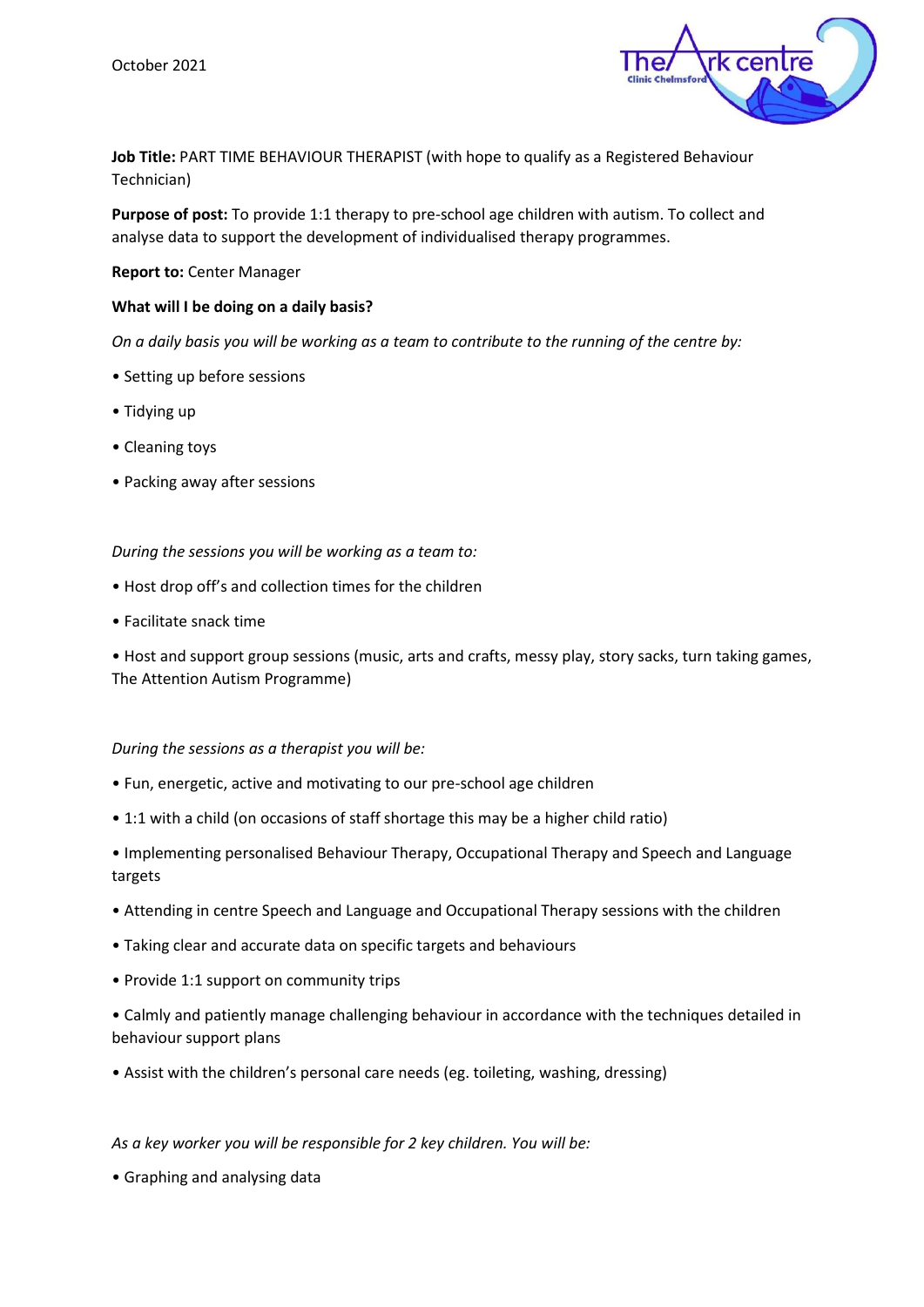October 2021

**Job Title:** PART TIME BEHAVIOUR THERAPIST (with hope to qualify as a Registered Behaviour Technician)

**Purpose of post:** To provide 1:1 therapy to pre-school age children with autism. To collect and analyse data to support the development of individualised therapy programmes.

**Report to:** Center Manager

**What will I be doing on a daily basis?**

*On a daily basis you will be working as a team to contribute to the running of the centre by:*

- Setting up before sessions
- Tidying up
- Cleaning toys
- Packing away after sessions

*During the sessions you will be working as a team to:*

- Host drop off's and collection times for the children
- Facilitate snack time
- Host and support group sessions (music, arts and crafts, messy play, story sacks, turn taking games, The Attention Autism Programme)

*During the sessions as a therapist you will be:*

- Fun, energetic, active and motivating to our pre-school age children
- 1:1 with a child (on occasions of staff shortage this may be a higher child ratio)
- Implementing personalised Behaviour Therapy, Occupational Therapy and Speech and Language targets
- Attending in centre Speech and Language and Occupational Therapy sessions with the children
- Taking clear and accurate data on specific targets and behaviours
- Provide 1:1 support on community trips
- Calmly and patiently manage challenging behaviour in accordance with the techniques detailed in behaviour support plans
- Assist with the children's personal care needs (eg. toileting, washing, dressing)

*As a key worker you will be responsible for 2 key children. You will be:*

- Graphing and analysing data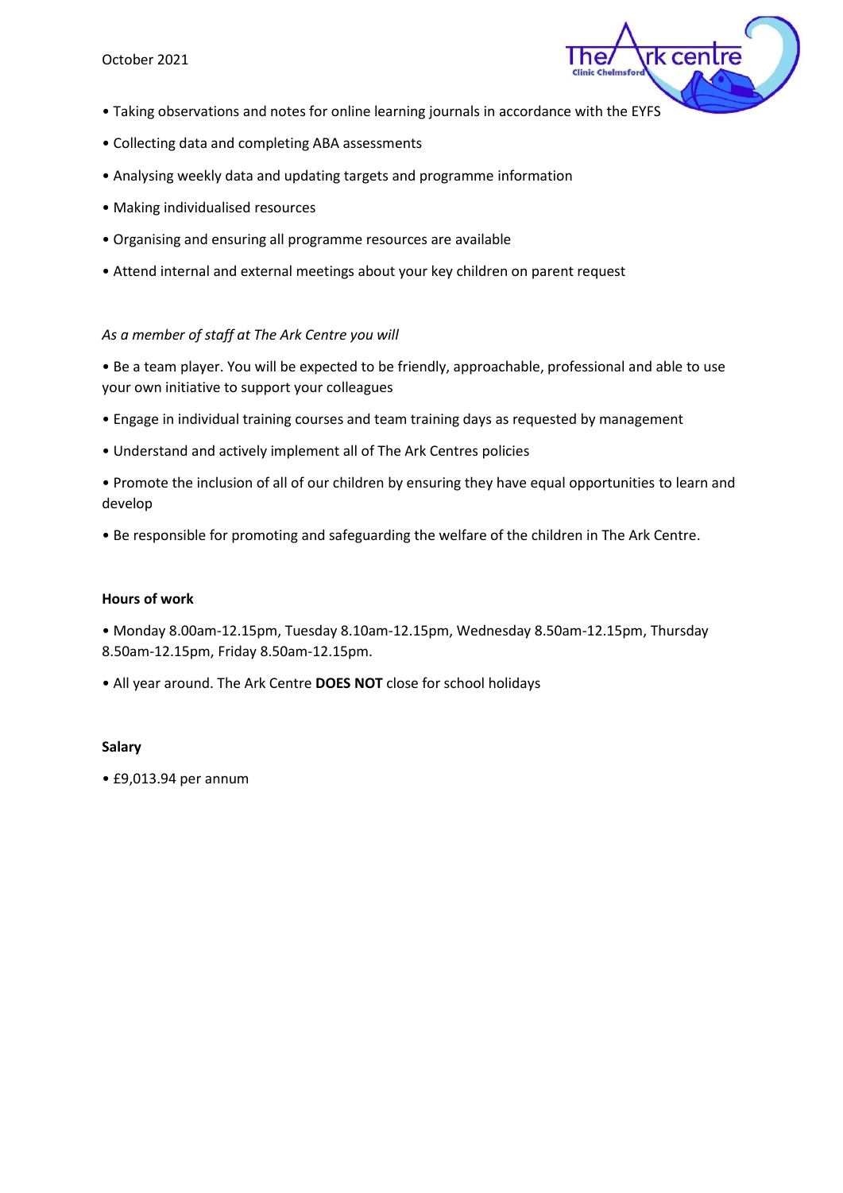- Taking observations and notes for online learning journals in accordance with the EYFS
- Collecting data and completing ABA assessments
- Analysing weekly data and updating targets and programme information
- Making individualised resources
- Organising and ensuring all programme resources are available
- Attend internal and external meetings about your key children on parent request

*As a member of staff at The Ark Centre you will*

- Be a team player. You will be expected to be friendly, approachable, professional and able to use your own initiative to support your colleagues
- Engage in individual training courses and team training days as requested by management
- Understand and actively implement all of The Ark Centres policies
- Promote the inclusion of all of our children by ensuring they have equal opportunities to learn and develop
- Be responsible for promoting and safeguarding the welfare of the children in The Ark Centre.

**Hours of work**

- Monday 8.00am-12.15pm, Tuesday 8.10am-12.15pm, Wednesday 8.50am-12.15pm, Thursday 8.50am-12.15pm, Friday 8.50am-12.15pm.
- All year around. The Ark Centre **DOES NOT** close for school holidays

**Salary**

- £9,013.94 per annum